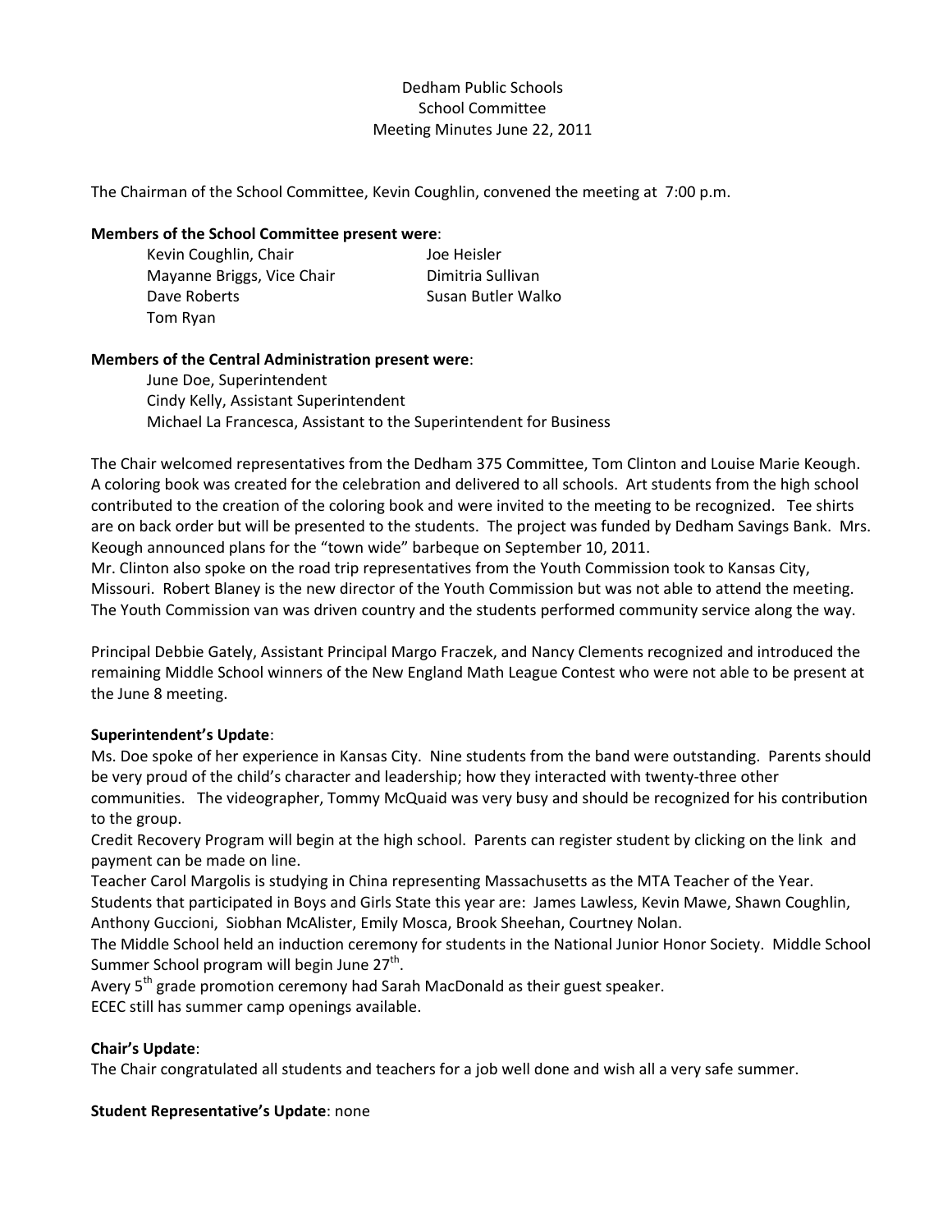Dedham Public Schools
School Committee
Meeting Minutes June 22, 2011

The Chairman of the School Committee, Kevin Coughlin, convened the meeting at 7:00 p.m.

**Members of the School Committee present were**:

- Kevin Coughlin, Chair
- Mayanne Briggs, Vice Chair
- Dave Roberts
- Tom Ryan
- Joe Heisler
- Dimitria Sullivan
- Susan Butler Walko

**Members of the Central Administration present were**:

- June Doe, Superintendent
- Cindy Kelly, Assistant Superintendent
- Michael La Francesca, Assistant to the Superintendent for Business

The Chair welcomed representatives from the Dedham 375 Committee, Tom Clinton and Louise Marie Keough. A coloring book was created for the celebration and delivered to all schools. Art students from the high school contributed to the creation of the coloring book and were invited to the meeting to be recognized. Tee shirts are on back order but will be presented to the students. The project was funded by Dedham Savings Bank. Mrs. Keough announced plans for the "town wide" barbeque on September 10, 2011.
Mr. Clinton also spoke on the road trip representatives from the Youth Commission took to Kansas City, Missouri. Robert Blaney is the new director of the Youth Commission but was not able to attend the meeting. The Youth Commission van was driven country and the students performed community service along the way.

Principal Debbie Gately, Assistant Principal Margo Fraczek, and Nancy Clements recognized and introduced the remaining Middle School winners of the New England Math League Contest who were not able to be present at the June 8 meeting.

**Superintendent's Update**:
Ms. Doe spoke of her experience in Kansas City. Nine students from the band were outstanding. Parents should be very proud of the child's character and leadership; how they interacted with twenty-three other communities. The videographer, Tommy McQuaid was very busy and should be recognized for his contribution to the group.
Credit Recovery Program will begin at the high school. Parents can register student by clicking on the link and payment can be made on line.
Teacher Carol Margolis is studying in China representing Massachusetts as the MTA Teacher of the Year.
Students that participated in Boys and Girls State this year are: James Lawless, Kevin Mawe, Shawn Coughlin, Anthony Guccioni, Siobhan McAlister, Emily Mosca, Brook Sheehan, Courtney Nolan.
The Middle School held an induction ceremony for students in the National Junior Honor Society. Middle School Summer School program will begin June 27th.
Avery 5th grade promotion ceremony had Sarah MacDonald as their guest speaker.
ECEC still has summer camp openings available.

**Chair's Update**:
The Chair congratulated all students and teachers for a job well done and wish all a very safe summer.

**Student Representative's Update**: none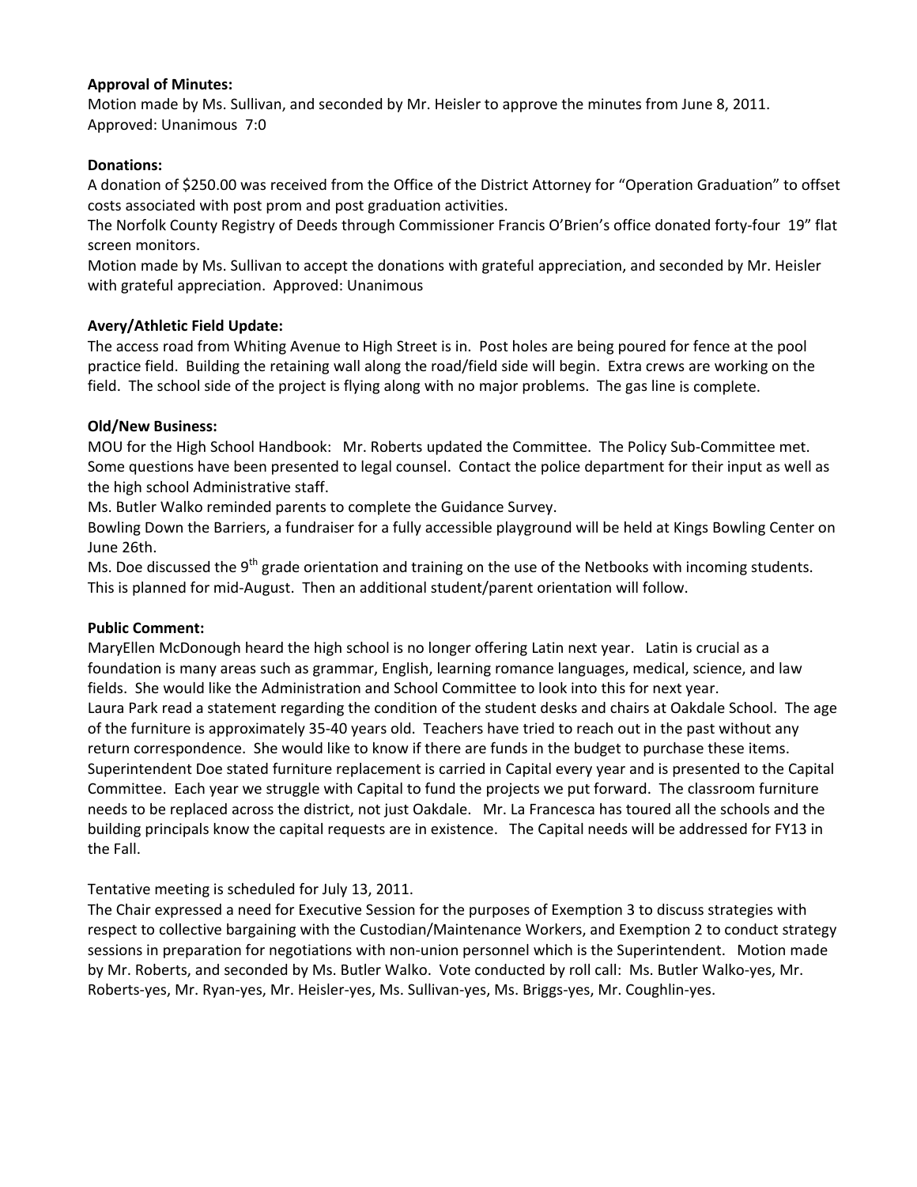**Approval of Minutes:**
Motion made by Ms. Sullivan, and seconded by Mr. Heisler to approve the minutes from June 8, 2011.
Approved: Unanimous 7:0

**Donations:**
A donation of $250.00 was received from the Office of the District Attorney for "Operation Graduation" to offset costs associated with post prom and post graduation activities.
The Norfolk County Registry of Deeds through Commissioner Francis O'Brien's office donated forty-four 19" flat screen monitors.
Motion made by Ms. Sullivan to accept the donations with grateful appreciation, and seconded by Mr. Heisler with grateful appreciation. Approved: Unanimous

**Avery/Athletic Field Update:**
The access road from Whiting Avenue to High Street is in. Post holes are being poured for fence at the pool practice field. Building the retaining wall along the road/field side will begin. Extra crews are working on the field. The school side of the project is flying along with no major problems. The gas line is complete.

**Old/New Business:**
MOU for the High School Handbook: Mr. Roberts updated the Committee. The Policy Sub-Committee met. Some questions have been presented to legal counsel. Contact the police department for their input as well as the high school Administrative staff.
Ms. Butler Walko reminded parents to complete the Guidance Survey.
Bowling Down the Barriers, a fundraiser for a fully accessible playground will be held at Kings Bowling Center on June 26th.
Ms. Doe discussed the 9th grade orientation and training on the use of the Netbooks with incoming students. This is planned for mid-August. Then an additional student/parent orientation will follow.

**Public Comment:**
MaryEllen McDonough heard the high school is no longer offering Latin next year. Latin is crucial as a foundation is many areas such as grammar, English, learning romance languages, medical, science, and law fields. She would like the Administration and School Committee to look into this for next year.
Laura Park read a statement regarding the condition of the student desks and chairs at Oakdale School. The age of the furniture is approximately 35-40 years old. Teachers have tried to reach out in the past without any return correspondence. She would like to know if there are funds in the budget to purchase these items.
Superintendent Doe stated furniture replacement is carried in Capital every year and is presented to the Capital Committee. Each year we struggle with Capital to fund the projects we put forward. The classroom furniture needs to be replaced across the district, not just Oakdale. Mr. La Francesca has toured all the schools and the building principals know the capital requests are in existence. The Capital needs will be addressed for FY13 in the Fall.

Tentative meeting is scheduled for July 13, 2011.
The Chair expressed a need for Executive Session for the purposes of Exemption 3 to discuss strategies with respect to collective bargaining with the Custodian/Maintenance Workers, and Exemption 2 to conduct strategy sessions in preparation for negotiations with non-union personnel which is the Superintendent. Motion made by Mr. Roberts, and seconded by Ms. Butler Walko. Vote conducted by roll call: Ms. Butler Walko-yes, Mr. Roberts-yes, Mr. Ryan-yes, Mr. Heisler-yes, Ms. Sullivan-yes, Ms. Briggs-yes, Mr. Coughlin-yes.